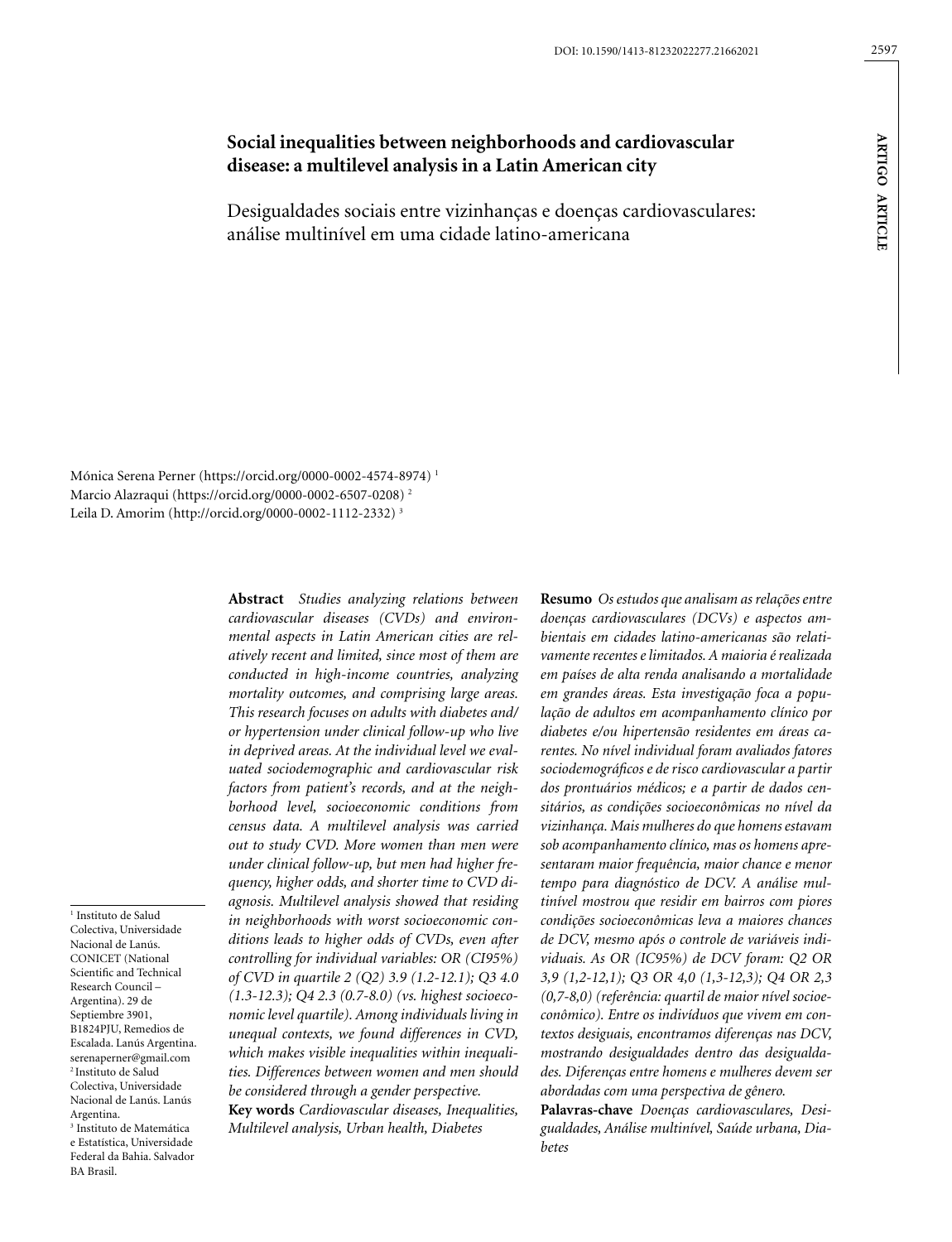# Social inequalities between neighborhoods and cardiovascular disease: a multilevel analysis in a Latin American city

## Desigualdades sociais entre vizinhanças e doenças cardiovasculares: análise multinível em uma cidade latino-americana

Mónica Serena Perner (https://orcid.org/0000-0002-4574-8974) [1]
Marcio Alazraqui (https://orcid.org/0000-0002-6507-0208) [2]
Leila D. Amorim (http://orcid.org/0000-0002-1112-2332) [3]

[1] Instituto de Salud Colectiva, Universidade Nacional de Lanús. CONICET (National Scientific and Technical Research Council – Argentina). 29 de Septiembre 3901, B1824PJU, Remedios de Escalada. Lanús Argentina. serenaperner@gmail.com
[2] Instituto de Salud Colectiva, Universidade Nacional de Lanús. Lanús Argentina.
[3] Instituto de Matemática e Estatística, Universidade Federal da Bahia. Salvador BA Brasil.

**Abstract** *Studies analyzing relations between cardiovascular diseases (CVDs) and environmental aspects in Latin American cities are relatively recent and limited, since most of them are conducted in high-income countries, analyzing mortality outcomes, and comprising large areas. This research focuses on adults with diabetes and/or hypertension under clinical follow-up who live in deprived areas. At the individual level we evaluated sociodemographic and cardiovascular risk factors from patient's records, and at the neighborhood level, socioeconomic conditions from census data. A multilevel analysis was carried out to study CVD. More women than men were under clinical follow-up, but men had higher frequency, higher odds, and shorter time to CVD diagnosis. Multilevel analysis showed that residing in neighborhoods with worst socioeconomic conditions leads to higher odds of CVDs, even after controlling for individual variables: OR (CI95%) of CVD in quartile 2 (Q2) 3.9 (1.2-12.1); Q3 4.0 (1.3-12.3); Q4 2.3 (0.7-8.0) (vs. highest socioeconomic level quartile). Among individuals living in unequal contexts, we found differences in CVD, which makes visible inequalities within inequalities. Differences between women and men should be considered through a gender perspective.*

**Key words** *Cardiovascular diseases, Inequalities, Multilevel analysis, Urban health, Diabetes*

**Resumo** *Os estudos que analisam as relações entre doenças cardiovasculares (DCVs) e aspectos ambientais em cidades latino-americanas são relativamente recentes e limitados. A maioria é realizada em países de alta renda analisando a mortalidade em grandes áreas. Esta investigação foca a população de adultos em acompanhamento clínico por diabetes e/ou hipertensão residentes em áreas carentes. No nível individual foram avaliados fatores sociodemográficos e de risco cardiovascular a partir dos prontuários médicos; e a partir de dados censitários, as condições socioeconômicas no nível da vizinhança. Mais mulheres do que homens estavam sob acompanhamento clínico, mas os homens apresentaram maior frequência, maior chance e menor tempo para diagnóstico de DCV. A análise multinível mostrou que residir em bairros com piores condições socioeconômicas leva a maiores chances de DCV, mesmo após o controle de variáveis individuais. As OR (IC95%) de DCV foram: Q2 OR 3,9 (1,2-12,1); Q3 OR 4,0 (1,3-12,3); Q4 OR 2,3 (0,7-8,0) (referência: quartil de maior nível socioeconômico). Entre os indivíduos que vivem em contextos desiguais, encontramos diferenças nas DCV, mostrando desigualdades dentro das desigualdades. Diferenças entre homens e mulheres devem ser abordadas com uma perspectiva de gênero.*

**Palavras-chave** *Doenças cardiovasculares, Desigualdades, Análise multinível, Saúde urbana, Diabetes*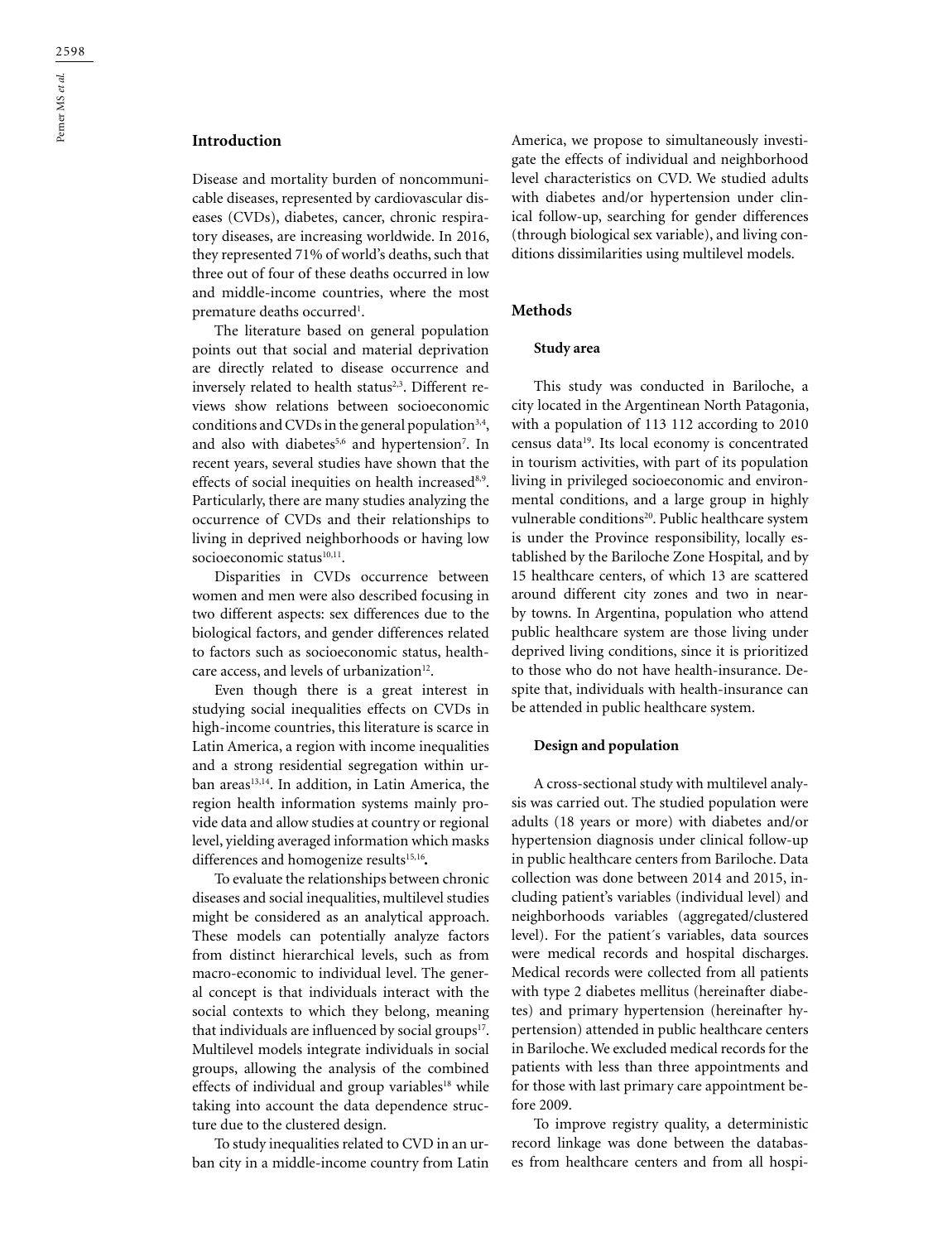## Introduction

Disease and mortality burden of noncommunicable diseases, represented by cardiovascular diseases (CVDs), diabetes, cancer, chronic respiratory diseases, are increasing worldwide. In 2016, they represented 71% of world's deaths, such that three out of four of these deaths occurred in low and middle-income countries, where the most premature deaths occurred[1].

The literature based on general population points out that social and material deprivation are directly related to disease occurrence and inversely related to health status[2,3]. Different reviews show relations between socioeconomic conditions and CVDs in the general population[3,4], and also with diabetes[5,6] and hypertension[7]. In recent years, several studies have shown that the effects of social inequities on health increased[8,9]. Particularly, there are many studies analyzing the occurrence of CVDs and their relationships to living in deprived neighborhoods or having low socioeconomic status[10,11].

Disparities in CVDs occurrence between women and men were also described focusing in two different aspects: sex differences due to the biological factors, and gender differences related to factors such as socioeconomic status, healthcare access, and levels of urbanization[12].

Even though there is a great interest in studying social inequalities effects on CVDs in high-income countries, this literature is scarce in Latin America, a region with income inequalities and a strong residential segregation within urban areas[13,14]. In addition, in Latin America, the region health information systems mainly provide data and allow studies at country or regional level, yielding averaged information which masks differences and homogenize results[15,16]**.**

To evaluate the relationships between chronic diseases and social inequalities, multilevel studies might be considered as an analytical approach. These models can potentially analyze factors from distinct hierarchical levels, such as from macro-economic to individual level. The general concept is that individuals interact with the social contexts to which they belong, meaning that individuals are influenced by social groups[17]. Multilevel models integrate individuals in social groups, allowing the analysis of the combined effects of individual and group variables[18] while taking into account the data dependence structure due to the clustered design.

To study inequalities related to CVD in an urban city in a middle-income country from Latin America, we propose to simultaneously investigate the effects of individual and neighborhood level characteristics on CVD. We studied adults with diabetes and/or hypertension under clinical follow-up, searching for gender differences (through biological sex variable), and living conditions dissimilarities using multilevel models.

## Methods

### Study area

This study was conducted in Bariloche, a city located in the Argentinean North Patagonia, with a population of 113 112 according to 2010 census data[19]. Its local economy is concentrated in tourism activities, with part of its population living in privileged socioeconomic and environmental conditions, and a large group in highly vulnerable conditions[20]. Public healthcare system is under the Province responsibility, locally established by the Bariloche Zone Hospital, and by 15 healthcare centers, of which 13 are scattered around different city zones and two in nearby towns. In Argentina, population who attend public healthcare system are those living under deprived living conditions, since it is prioritized to those who do not have health-insurance. Despite that, individuals with health-insurance can be attended in public healthcare system.

### Design and population

A cross-sectional study with multilevel analysis was carried out. The studied population were adults (18 years or more) with diabetes and/or hypertension diagnosis under clinical follow-up in public healthcare centers from Bariloche. Data collection was done between 2014 and 2015, including patient's variables (individual level) and neighborhoods variables (aggregated/clustered level). For the patient´s variables, data sources were medical records and hospital discharges. Medical records were collected from all patients with type 2 diabetes mellitus (hereinafter diabetes) and primary hypertension (hereinafter hypertension) attended in public healthcare centers in Bariloche. We excluded medical records for the patients with less than three appointments and for those with last primary care appointment before 2009.

To improve registry quality, a deterministic record linkage was done between the databases from healthcare centers and from all hospi-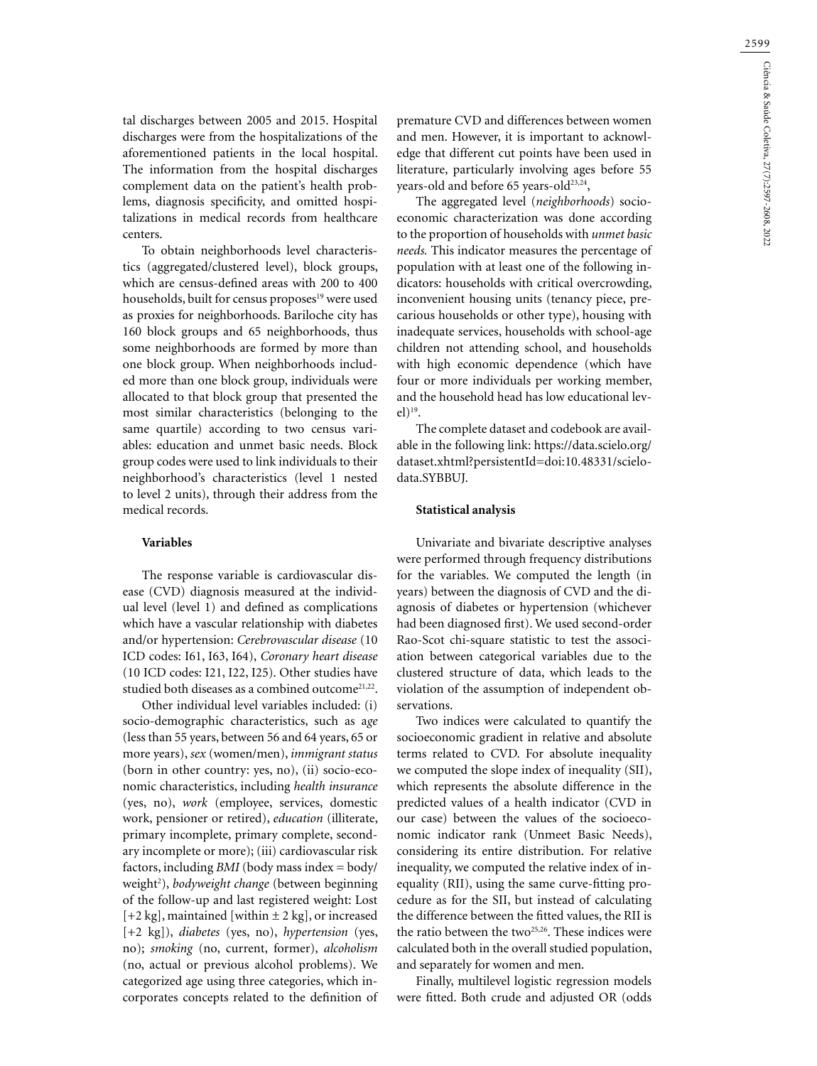tal discharges between 2005 and 2015. Hospital discharges were from the hospitalizations of the aforementioned patients in the local hospital. The information from the hospital discharges complement data on the patient's health problems, diagnosis specificity, and omitted hospitalizations in medical records from healthcare centers.

To obtain neighborhoods level characteristics (aggregated/clustered level), block groups, which are census-defined areas with 200 to 400 households, built for census proposes[19] were used as proxies for neighborhoods. Bariloche city has 160 block groups and 65 neighborhoods, thus some neighborhoods are formed by more than one block group. When neighborhoods included more than one block group, individuals were allocated to that block group that presented the most similar characteristics (belonging to the same quartile) according to two census variables: education and unmet basic needs. Block group codes were used to link individuals to their neighborhood's characteristics (level 1 nested to level 2 units), through their address from the medical records.

### Variables

The response variable is cardiovascular disease (CVD) diagnosis measured at the individual level (level 1) and defined as complications which have a vascular relationship with diabetes and/or hypertension: *Cerebrovascular disease* (10 ICD codes: I61, I63, I64), *Coronary heart disease* (10 ICD codes: I21, I22, I25). Other studies have studied both diseases as a combined outcome[21,22].

Other individual level variables included: (i) socio-demographic characteristics, such as a*ge* (less than 55 years, between 56 and 64 years, 65 or more years), *sex* (women/men), *immigrant status* (born in other country: yes, no), (ii) socio-economic characteristics, including *health insurance* (yes, no), *work* (employee, services, domestic work, pensioner or retired), *education* (illiterate, primary incomplete, primary complete, secondary incomplete or more); (iii) cardiovascular risk factors, including *BMI* (body mass index = body/weight$^2$), *bodyweight change* (between beginning of the follow-up and last registered weight: Lost [+2 kg], maintained [within ± 2 kg], or increased [+2 kg]), *diabetes* (yes, no), *hypertension* (yes, no); *smoking* (no, current, former), *alcoholism* (no, actual or previous alcohol problems). We categorized age using three categories, which incorporates concepts related to the definition of premature CVD and differences between women and men. However, it is important to acknowledge that different cut points have been used in literature, particularly involving ages before 55 years-old and before 65 years-old[23,24],

The aggregated level (*neighborhoods*) socioeconomic characterization was done according to the proportion of households with *unmet basic needs.* This indicator measures the percentage of population with at least one of the following indicators: households with critical overcrowding, inconvenient housing units (tenancy piece, precarious households or other type), housing with inadequate services, households with school-age children not attending school, and households with high economic dependence (which have four or more individuals per working member, and the household head has low educational level)[19].

The complete dataset and codebook are available in the following link: https://data.scielo.org/dataset.xhtml?persistentId=doi:10.48331/scielodata.SYBBUJ.

### Statistical analysis

Univariate and bivariate descriptive analyses were performed through frequency distributions for the variables. We computed the length (in years) between the diagnosis of CVD and the diagnosis of diabetes or hypertension (whichever had been diagnosed first). We used second-order Rao-Scot chi-square statistic to test the association between categorical variables due to the clustered structure of data, which leads to the violation of the assumption of independent observations.

Two indices were calculated to quantify the socioeconomic gradient in relative and absolute terms related to CVD. For absolute inequality we computed the slope index of inequality (SII), which represents the absolute difference in the predicted values of a health indicator (CVD in our case) between the values of the socioeconomic indicator rank (Unmeet Basic Needs), considering its entire distribution. For relative inequality, we computed the relative index of inequality (RII), using the same curve-fitting procedure as for the SII, but instead of calculating the difference between the fitted values, the RII is the ratio between the two[25,26]. These indices were calculated both in the overall studied population, and separately for women and men.

Finally, multilevel logistic regression models were fitted. Both crude and adjusted OR (odds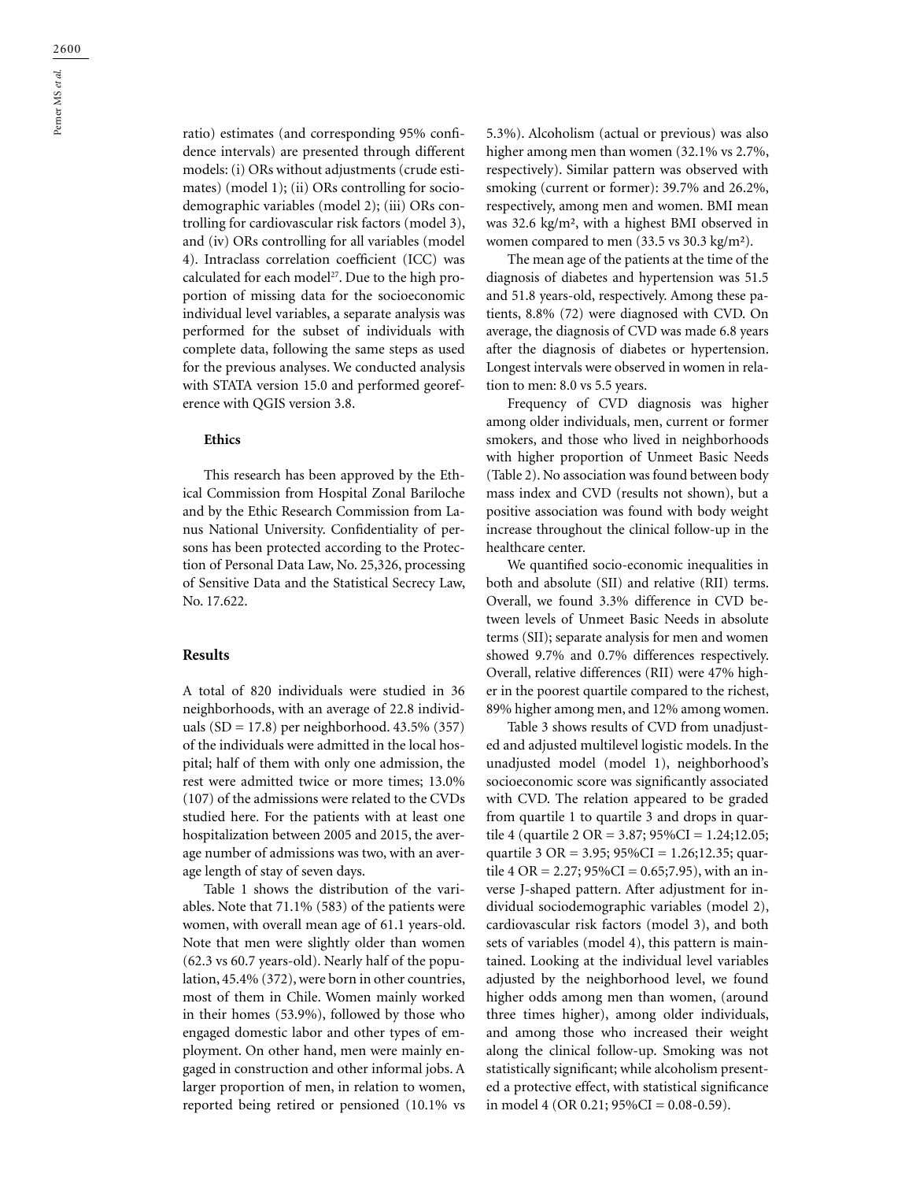ratio) estimates (and corresponding 95% confidence intervals) are presented through different models: (i) ORs without adjustments (crude estimates) (model 1); (ii) ORs controlling for sociodemographic variables (model 2); (iii) ORs controlling for cardiovascular risk factors (model 3), and (iv) ORs controlling for all variables (model 4). Intraclass correlation coefficient (ICC) was calculated for each model[27]. Due to the high proportion of missing data for the socioeconomic individual level variables, a separate analysis was performed for the subset of individuals with complete data, following the same steps as used for the previous analyses. We conducted analysis with STATA version 15.0 and performed georeference with QGIS version 3.8.

### Ethics

This research has been approved by the Ethical Commission from Hospital Zonal Bariloche and by the Ethic Research Commission from Lanus National University. Confidentiality of persons has been protected according to the Protection of Personal Data Law, No. 25,326, processing of Sensitive Data and the Statistical Secrecy Law, No. 17.622.

## Results

A total of 820 individuals were studied in 36 neighborhoods, with an average of 22.8 individuals (SD = 17.8) per neighborhood. 43.5% (357) of the individuals were admitted in the local hospital; half of them with only one admission, the rest were admitted twice or more times; 13.0% (107) of the admissions were related to the CVDs studied here. For the patients with at least one hospitalization between 2005 and 2015, the average number of admissions was two, with an average length of stay of seven days.

Table 1 shows the distribution of the variables. Note that 71.1% (583) of the patients were women, with overall mean age of 61.1 years-old. Note that men were slightly older than women (62.3 vs 60.7 years-old). Nearly half of the population, 45.4% (372), were born in other countries, most of them in Chile. Women mainly worked in their homes (53.9%), followed by those who engaged domestic labor and other types of employment. On other hand, men were mainly engaged in construction and other informal jobs. A larger proportion of men, in relation to women, reported being retired or pensioned (10.1% vs 5.3%). Alcoholism (actual or previous) was also higher among men than women (32.1% vs 2.7%, respectively). Similar pattern was observed with smoking (current or former): 39.7% and 26.2%, respectively, among men and women. BMI mean was 32.6 kg/m², with a highest BMI observed in women compared to men (33.5 vs 30.3 kg/m²).

The mean age of the patients at the time of the diagnosis of diabetes and hypertension was 51.5 and 51.8 years-old, respectively. Among these patients, 8.8% (72) were diagnosed with CVD. On average, the diagnosis of CVD was made 6.8 years after the diagnosis of diabetes or hypertension. Longest intervals were observed in women in relation to men: 8.0 vs 5.5 years.

Frequency of CVD diagnosis was higher among older individuals, men, current or former smokers, and those who lived in neighborhoods with higher proportion of Unmeet Basic Needs (Table 2). No association was found between body mass index and CVD (results not shown), but a positive association was found with body weight increase throughout the clinical follow-up in the healthcare center.

We quantified socio-economic inequalities in both and absolute (SII) and relative (RII) terms. Overall, we found 3.3% difference in CVD between levels of Unmeet Basic Needs in absolute terms (SII); separate analysis for men and women showed 9.7% and 0.7% differences respectively. Overall, relative differences (RII) were 47% higher in the poorest quartile compared to the richest, 89% higher among men, and 12% among women.

Table 3 shows results of CVD from unadjusted and adjusted multilevel logistic models. In the unadjusted model (model 1), neighborhood's socioeconomic score was significantly associated with CVD. The relation appeared to be graded from quartile 1 to quartile 3 and drops in quartile 4 (quartile 2 OR = 3.87; 95%CI = 1.24;12.05; quartile 3 OR = 3.95; 95%CI = 1.26;12.35; quartile 4 OR = 2.27; 95%CI = 0.65;7.95), with an inverse J-shaped pattern. After adjustment for individual sociodemographic variables (model 2), cardiovascular risk factors (model 3), and both sets of variables (model 4), this pattern is maintained. Looking at the individual level variables adjusted by the neighborhood level, we found higher odds among men than women, (around three times higher), among older individuals, and among those who increased their weight along the clinical follow-up. Smoking was not statistically significant; while alcoholism presented a protective effect, with statistical significance in model 4 (OR 0.21; 95%CI = 0.08-0.59).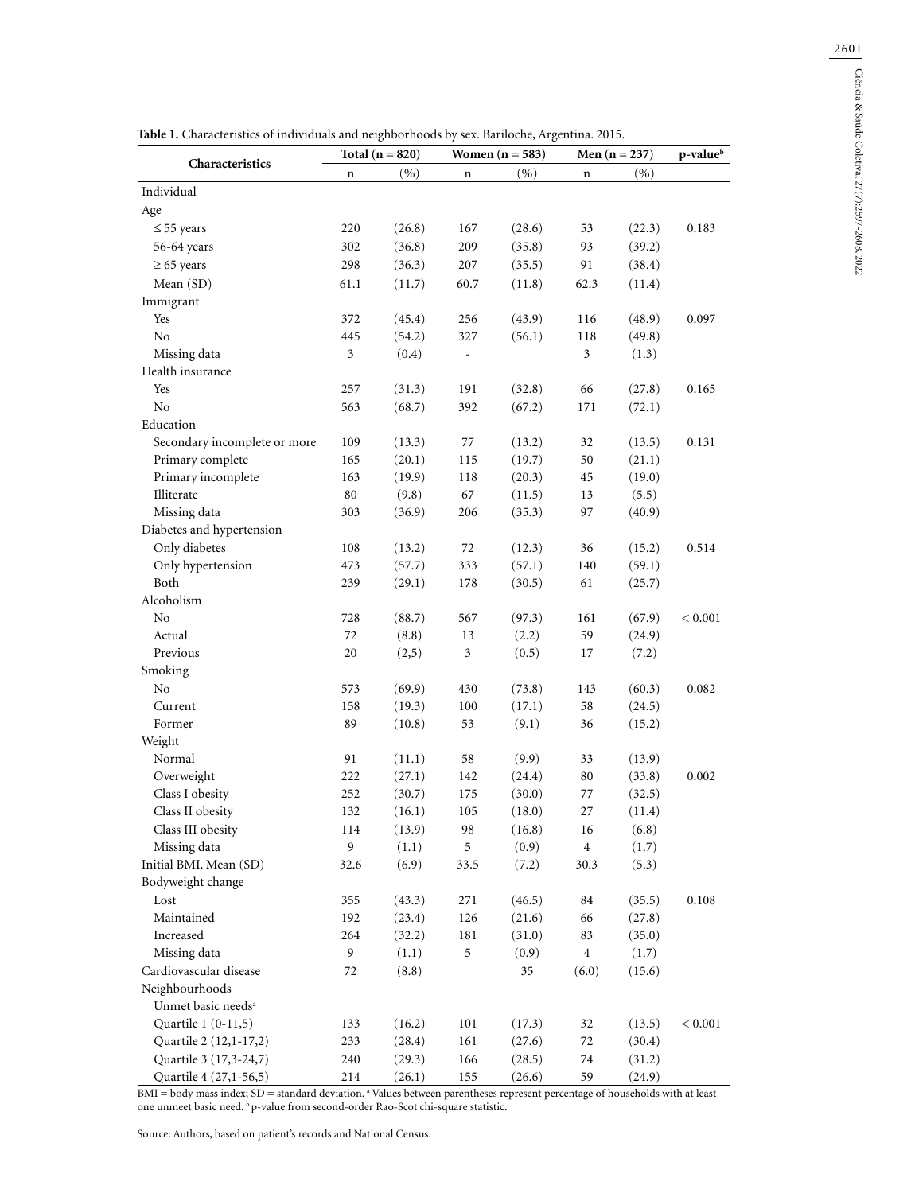**Table 1.** Characteristics of individuals and neighborhoods by sex. Bariloche, Argentina. 2015.

| Characteristics | Total (n = 820) | | Women (n = 583) | | Men (n = 237) | | p-value[b] |
|---|---|---|---|---|---|---|---|
| | n | (%) | n | (%) | n | (%) | |
| Individual | | | | | | | |
| Age | | | | | | | |
| ≤ 55 years | 220 | (26.8) | 167 | (28.6) | 53 | (22.3) | 0.183 |
| 56-64 years | 302 | (36.8) | 209 | (35.8) | 93 | (39.2) | |
| ≥ 65 years | 298 | (36.3) | 207 | (35.5) | 91 | (38.4) | |
| Mean (SD) | 61.1 | (11.7) | 60.7 | (11.8) | 62.3 | (11.4) | |
| Immigrant | | | | | | | |
| Yes | 372 | (45.4) | 256 | (43.9) | 116 | (48.9) | 0.097 |
| No | 445 | (54.2) | 327 | (56.1) | 118 | (49.8) | |
| Missing data | 3 | (0.4) | - | | 3 | (1.3) | |
| Health insurance | | | | | | | |
| Yes | 257 | (31.3) | 191 | (32.8) | 66 | (27.8) | 0.165 |
| No | 563 | (68.7) | 392 | (67.2) | 171 | (72.1) | |
| Education | | | | | | | |
| Secondary incomplete or more | 109 | (13.3) | 77 | (13.2) | 32 | (13.5) | 0.131 |
| Primary complete | 165 | (20.1) | 115 | (19.7) | 50 | (21.1) | |
| Primary incomplete | 163 | (19.9) | 118 | (20.3) | 45 | (19.0) | |
| Illiterate | 80 | (9.8) | 67 | (11.5) | 13 | (5.5) | |
| Missing data | 303 | (36.9) | 206 | (35.3) | 97 | (40.9) | |
| Diabetes and hypertension | | | | | | | |
| Only diabetes | 108 | (13.2) | 72 | (12.3) | 36 | (15.2) | 0.514 |
| Only hypertension | 473 | (57.7) | 333 | (57.1) | 140 | (59.1) | |
| Both | 239 | (29.1) | 178 | (30.5) | 61 | (25.7) | |
| Alcoholism | | | | | | | |
| No | 728 | (88.7) | 567 | (97.3) | 161 | (67.9) | < 0.001 |
| Actual | 72 | (8.8) | 13 | (2.2) | 59 | (24.9) | |
| Previous | 20 | (2,5) | 3 | (0.5) | 17 | (7.2) | |
| Smoking | | | | | | | |
| No | 573 | (69.9) | 430 | (73.8) | 143 | (60.3) | 0.082 |
| Current | 158 | (19.3) | 100 | (17.1) | 58 | (24.5) | |
| Former | 89 | (10.8) | 53 | (9.1) | 36 | (15.2) | |
| Weight | | | | | | | |
| Normal | 91 | (11.1) | 58 | (9.9) | 33 | (13.9) | |
| Overweight | 222 | (27.1) | 142 | (24.4) | 80 | (33.8) | 0.002 |
| Class I obesity | 252 | (30.7) | 175 | (30.0) | 77 | (32.5) | |
| Class II obesity | 132 | (16.1) | 105 | (18.0) | 27 | (11.4) | |
| Class III obesity | 114 | (13.9) | 98 | (16.8) | 16 | (6.8) | |
| Missing data | 9 | (1.1) | 5 | (0.9) | 4 | (1.7) | |
| Initial BMI. Mean (SD) | 32.6 | (6.9) | 33.5 | (7.2) | 30.3 | (5.3) | |
| Bodyweight change | | | | | | | |
| Lost | 355 | (43.3) | 271 | (46.5) | 84 | (35.5) | 0.108 |
| Maintained | 192 | (23.4) | 126 | (21.6) | 66 | (27.8) | |
| Increased | 264 | (32.2) | 181 | (31.0) | 83 | (35.0) | |
| Missing data | 9 | (1.1) | 5 | (0.9) | 4 | (1.7) | |
| Cardiovascular disease | 72 | (8.8) | | 35 | (6.0) | (15.6) | |
| Neighbourhoods | | | | | | | |
| Unmet basic needs[a] | | | | | | | |
| Quartile 1 (0-11,5) | 133 | (16.2) | 101 | (17.3) | 32 | (13.5) | < 0.001 |
| Quartile 2 (12,1-17,2) | 233 | (28.4) | 161 | (27.6) | 72 | (30.4) | |
| Quartile 3 (17,3-24,7) | 240 | (29.3) | 166 | (28.5) | 74 | (31.2) | |
| Quartile 4 (27,1-56,5) | 214 | (26.1) | 155 | (26.6) | 59 | (24.9) | |

BMI = body mass index; SD = standard deviation. [a] Values between parentheses represent percentage of households with at least one unmeet basic need. [b] p-value from second-order Rao-Scot chi-square statistic.

Source: Authors, based on patient's records and National Census.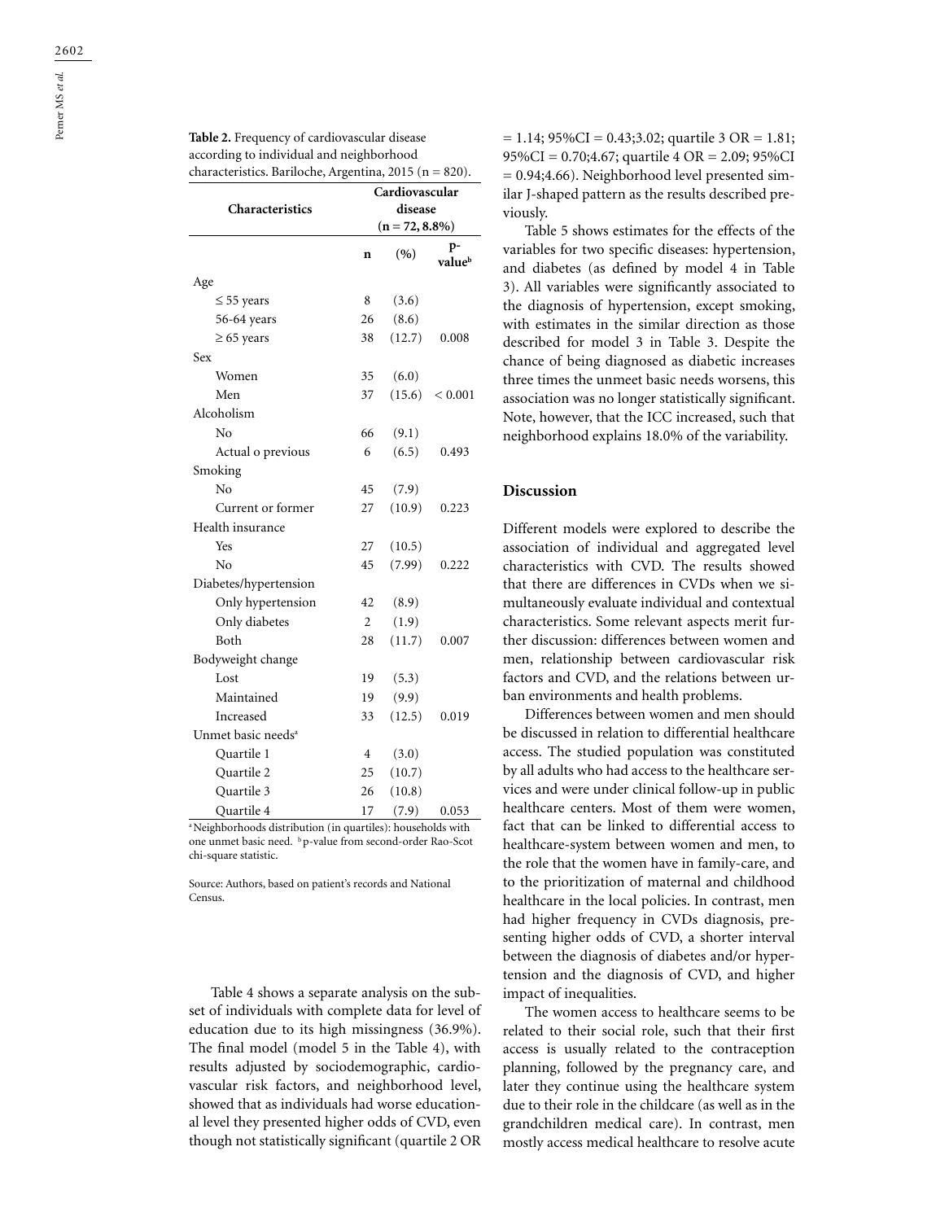**Table 2.** Frequency of cardiovascular disease according to individual and neighborhood characteristics. Bariloche, Argentina, 2015 (n = 820).

| Characteristics | Cardiovascular disease (n = 72, 8.8%) | | |
|---|---|---|---|
| | n | (%) | p-value[b] |
| Age | | | |
| ≤ 55 years | 8 | (3.6) | |
| 56-64 years | 26 | (8.6) | |
| ≥ 65 years | 38 | (12.7) | 0.008 |
| Sex | | | |
| Women | 35 | (6.0) | |
| Men | 37 | (15.6) | < 0.001 |
| Alcoholism | | | |
| No | 66 | (9.1) | |
| Actual o previous | 6 | (6.5) | 0.493 |
| Smoking | | | |
| No | 45 | (7.9) | |
| Current or former | 27 | (10.9) | 0.223 |
| Health insurance | | | |
| Yes | 27 | (10.5) | |
| No | 45 | (7.99) | 0.222 |
| Diabetes/hypertension | | | |
| Only hypertension | 42 | (8.9) | |
| Only diabetes | 2 | (1.9) | |
| Both | 28 | (11.7) | 0.007 |
| Bodyweight change | | | |
| Lost | 19 | (5.3) | |
| Maintained | 19 | (9.9) | |
| Increased | 33 | (12.5) | 0.019 |
| Unmet basic needs[a] | | | |
| Quartile 1 | 4 | (3.0) | |
| Quartile 2 | 25 | (10.7) | |
| Quartile 3 | 26 | (10.8) | |
| Quartile 4 | 17 | (7.9) | 0.053 |

[a] Neighborhoods distribution (in quartiles): households with one unmet basic need. [b] p-value from second-order Rao-Scot chi-square statistic.

Source: Authors, based on patient's records and National Census.

Table 4 shows a separate analysis on the subset of individuals with complete data for level of education due to its high missingness (36.9%). The final model (model 5 in the Table 4), with results adjusted by sociodemographic, cardiovascular risk factors, and neighborhood level, showed that as individuals had worse educational level they presented higher odds of CVD, even though not statistically significant (quartile 2 OR = 1.14; 95%CI = 0.43;3.02; quartile 3 OR = 1.81; 95%CI = 0.70;4.67; quartile 4 OR = 2.09; 95%CI = 0.94;4.66). Neighborhood level presented similar J-shaped pattern as the results described previously.

Table 5 shows estimates for the effects of the variables for two specific diseases: hypertension, and diabetes (as defined by model 4 in Table 3). All variables were significantly associated to the diagnosis of hypertension, except smoking, with estimates in the similar direction as those described for model 3 in Table 3. Despite the chance of being diagnosed as diabetic increases three times the unmeet basic needs worsens, this association was no longer statistically significant. Note, however, that the ICC increased, such that neighborhood explains 18.0% of the variability.

## Discussion

Different models were explored to describe the association of individual and aggregated level characteristics with CVD. The results showed that there are differences in CVDs when we simultaneously evaluate individual and contextual characteristics. Some relevant aspects merit further discussion: differences between women and men, relationship between cardiovascular risk factors and CVD, and the relations between urban environments and health problems.

Differences between women and men should be discussed in relation to differential healthcare access. The studied population was constituted by all adults who had access to the healthcare services and were under clinical follow-up in public healthcare centers. Most of them were women, fact that can be linked to differential access to healthcare-system between women and men, to the role that the women have in family-care, and to the prioritization of maternal and childhood healthcare in the local policies. In contrast, men had higher frequency in CVDs diagnosis, presenting higher odds of CVD, a shorter interval between the diagnosis of diabetes and/or hypertension and the diagnosis of CVD, and higher impact of inequalities.

The women access to healthcare seems to be related to their social role, such that their first access is usually related to the contraception planning, followed by the pregnancy care, and later they continue using the healthcare system due to their role in the childcare (as well as in the grandchildren medical care). In contrast, men mostly access medical healthcare to resolve acute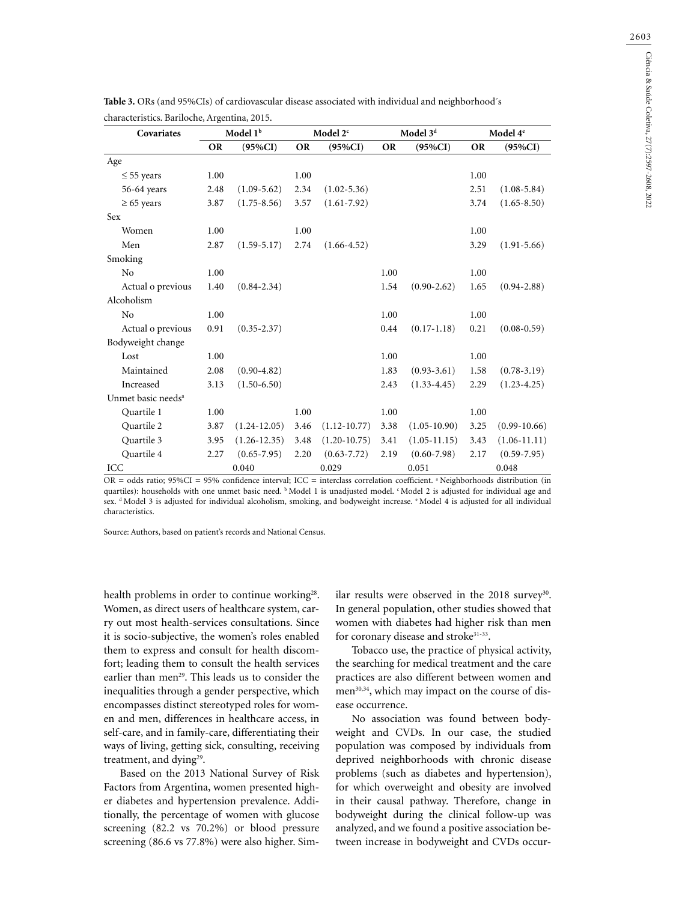**Table 3.** ORs (and 95%CIs) of cardiovascular disease associated with individual and neighborhood´s characteristics. Bariloche, Argentina, 2015.

| Covariates | Model 1[b] | | Model 2[c] | | Model 3[d] | | Model 4[e] | |
|---|---|---|---|---|---|---|---|---|
| | OR | (95%CI) | OR | (95%CI) | OR | (95%CI) | OR | (95%CI) |
| Age | | | | | | | | |
| ≤ 55 years | 1.00 | | 1.00 | | | | 1.00 | |
| 56-64 years | 2.48 | (1.09-5.62) | 2.34 | (1.02-5.36) | | | 2.51 | (1.08-5.84) |
| ≥ 65 years | 3.87 | (1.75-8.56) | 3.57 | (1.61-7.92) | | | 3.74 | (1.65-8.50) |
| Sex | | | | | | | | |
| Women | 1.00 | | 1.00 | | | | 1.00 | |
| Men | 2.87 | (1.59-5.17) | 2.74 | (1.66-4.52) | | | 3.29 | (1.91-5.66) |
| Smoking | | | | | | | | |
| No | 1.00 | | | | 1.00 | | 1.00 | |
| Actual o previous | 1.40 | (0.84-2.34) | | | 1.54 | (0.90-2.62) | 1.65 | (0.94-2.88) |
| Alcoholism | | | | | | | | |
| No | 1.00 | | | | 1.00 | | 1.00 | |
| Actual o previous | 0.91 | (0.35-2.37) | | | 0.44 | (0.17-1.18) | 0.21 | (0.08-0.59) |
| Bodyweight change | | | | | | | | |
| Lost | 1.00 | | | | 1.00 | | 1.00 | |
| Maintained | 2.08 | (0.90-4.82) | | | 1.83 | (0.93-3.61) | 1.58 | (0.78-3.19) |
| Increased | 3.13 | (1.50-6.50) | | | 2.43 | (1.33-4.45) | 2.29 | (1.23-4.25) |
| Unmet basic needs[a] | | | | | | | | |
| Quartile 1 | 1.00 | | 1.00 | | 1.00 | | 1.00 | |
| Quartile 2 | 3.87 | (1.24-12.05) | 3.46 | (1.12-10.77) | 3.38 | (1.05-10.90) | 3.25 | (0.99-10.66) |
| Quartile 3 | 3.95 | (1.26-12.35) | 3.48 | (1.20-10.75) | 3.41 | (1.05-11.15) | 3.43 | (1.06-11.11) |
| Quartile 4 | 2.27 | (0.65-7.95) | 2.20 | (0.63-7.72) | 2.19 | (0.60-7.98) | 2.17 | (0.59-7.95) |
| ICC | 0.040 | | 0.029 | | 0.051 | | 0.048 | |

OR = odds ratio; 95%CI = 95% confidence interval; ICC = interclass correlation coefficient. [a] Neighborhoods distribution (in quartiles): households with one unmet basic need. [b] Model 1 is unadjusted model. [c] Model 2 is adjusted for individual age and sex. [d] Model 3 is adjusted for individual alcoholism, smoking, and bodyweight increase. [e] Model 4 is adjusted for all individual characteristics.

Source: Authors, based on patient's records and National Census.

health problems in order to continue working[28]. Women, as direct users of healthcare system, carry out most health-services consultations. Since it is socio-subjective, the women's roles enabled them to express and consult for health discomfort; leading them to consult the health services earlier than men[29]. This leads us to consider the inequalities through a gender perspective, which encompasses distinct stereotyped roles for women and men, differences in healthcare access, in self-care, and in family-care, differentiating their ways of living, getting sick, consulting, receiving treatment, and dying[29].

Based on the 2013 National Survey of Risk Factors from Argentina, women presented higher diabetes and hypertension prevalence. Additionally, the percentage of women with glucose screening (82.2 vs 70.2%) or blood pressure screening (86.6 vs 77.8%) were also higher. Similar results were observed in the 2018 survey[30]. In general population, other studies showed that women with diabetes had higher risk than men for coronary disease and stroke[31-33].

Tobacco use, the practice of physical activity, the searching for medical treatment and the care practices are also different between women and men[30,34], which may impact on the course of disease occurrence.

No association was found between bodyweight and CVDs. In our case, the studied population was composed by individuals from deprived neighborhoods with chronic disease problems (such as diabetes and hypertension), for which overweight and obesity are involved in their causal pathway. Therefore, change in bodyweight during the clinical follow-up was analyzed, and we found a positive association between increase in bodyweight and CVDs occur-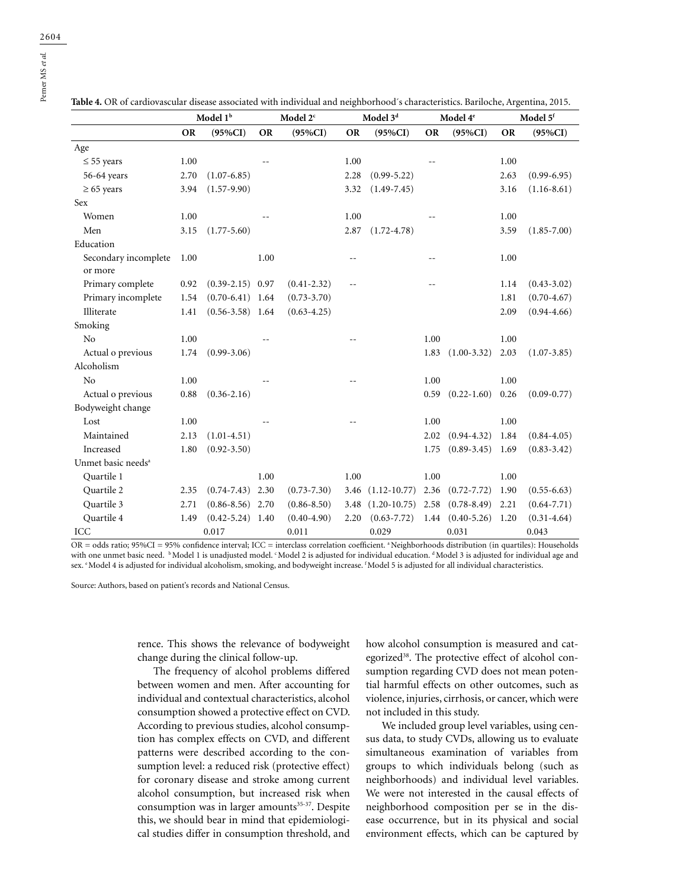**Table 4.** OR of cardiovascular disease associated with individual and neighborhood´s characteristics. Bariloche, Argentina, 2015.

| | Model 1[b] | | Model 2[c] | | Model 3[d] | | Model 4[e] | | Model 5[f] | |
|---|---|---|---|---|---|---|---|---|---|---|
| | OR | (95%CI) | OR | (95%CI) | OR | (95%CI) | OR | (95%CI) | OR | (95%CI) |
| Age | | | | | | | | | | |
| ≤ 55 years | 1.00 | | -- | | 1.00 | | -- | | 1.00 | |
| 56-64 years | 2.70 | (1.07-6.85) | | | 2.28 | (0.99-5.22) | | | 2.63 | (0.99-6.95) |
| ≥ 65 years | 3.94 | (1.57-9.90) | | | 3.32 | (1.49-7.45) | | | 3.16 | (1.16-8.61) |
| Sex | | | | | | | | | | |
| Women | 1.00 | | -- | | 1.00 | | -- | | 1.00 | |
| Men | 3.15 | (1.77-5.60) | | | 2.87 | (1.72-4.78) | | | 3.59 | (1.85-7.00) |
| Education | | | | | | | | | | |
| Secondary incomplete or more | 1.00 | | 1.00 | | -- | | -- | | 1.00 | |
| Primary complete | 0.92 | (0.39-2.15) | 0.97 | (0.41-2.32) | -- | | -- | | 1.14 | (0.43-3.02) |
| Primary incomplete | 1.54 | (0.70-6.41) | 1.64 | (0.73-3.70) | | | | | 1.81 | (0.70-4.67) |
| Illiterate | 1.41 | (0.56-3.58) | 1.64 | (0.63-4.25) | | | | | 2.09 | (0.94-4.66) |
| Smoking | | | | | | | | | | |
| No | 1.00 | | -- | | -- | | 1.00 | | 1.00 | |
| Actual o previous | 1.74 | (0.99-3.06) | | | | | 1.83 | (1.00-3.32) | 2.03 | (1.07-3.85) |
| Alcoholism | | | | | | | | | | |
| No | 1.00 | | -- | | -- | | 1.00 | | 1.00 | |
| Actual o previous | 0.88 | (0.36-2.16) | | | | | 0.59 | (0.22-1.60) | 0.26 | (0.09-0.77) |
| Bodyweight change | | | | | | | | | | |
| Lost | 1.00 | | -- | | -- | | 1.00 | | 1.00 | |
| Maintained | 2.13 | (1.01-4.51) | | | | | 2.02 | (0.94-4.32) | 1.84 | (0.84-4.05) |
| Increased | 1.80 | (0.92-3.50) | | | | | 1.75 | (0.89-3.45) | 1.69 | (0.83-3.42) |
| Unmet basic needs[a] | | | | | | | | | | |
| Quartile 1 | | | 1.00 | | 1.00 | | 1.00 | | 1.00 | |
| Quartile 2 | 2.35 | (0.74-7.43) | 2.30 | (0.73-7.30) | 3.46 | (1.12-10.77) | 2.36 | (0.72-7.72) | 1.90 | (0.55-6.63) |
| Quartile 3 | 2.71 | (0.86-8.56) | 2.70 | (0.86-8.50) | 3.48 | (1.20-10.75) | 2.58 | (0.78-8.49) | 2.21 | (0.64-7.71) |
| Quartile 4 | 1.49 | (0.42-5.24) | 1.40 | (0.40-4.90) | 2.20 | (0.63-7.72) | 1.44 | (0.40-5.26) | 1.20 | (0.31-4.64) |
| ICC | 0.017 | | 0.011 | | 0.029 | | 0.031 | | 0.043 | |

OR = odds ratio; 95%CI = 95% confidence interval; ICC = interclass correlation coefficient. [a] Neighborhoods distribution (in quartiles): Households with one unmet basic need. [b] Model 1 is unadjusted model. [c] Model 2 is adjusted for individual education. [d] Model 3 is adjusted for individual age and sex. [e] Model 4 is adjusted for individual alcoholism, smoking, and bodyweight increase. [f] Model 5 is adjusted for all individual characteristics.

Source: Authors, based on patient's records and National Census.

rence. This shows the relevance of bodyweight change during the clinical follow-up.

The frequency of alcohol problems differed between women and men. After accounting for individual and contextual characteristics, alcohol consumption showed a protective effect on CVD. According to previous studies, alcohol consumption has complex effects on CVD, and different patterns were described according to the consumption level: a reduced risk (protective effect) for coronary disease and stroke among current alcohol consumption, but increased risk when consumption was in larger amounts[35-37]. Despite this, we should bear in mind that epidemiological studies differ in consumption threshold, and how alcohol consumption is measured and categorized[38]. The protective effect of alcohol consumption regarding CVD does not mean potential harmful effects on other outcomes, such as violence, injuries, cirrhosis, or cancer, which were not included in this study.

We included group level variables, using census data, to study CVDs, allowing us to evaluate simultaneous examination of variables from groups to which individuals belong (such as neighborhoods) and individual level variables. We were not interested in the causal effects of neighborhood composition per se in the disease occurrence, but in its physical and social environment effects, which can be captured by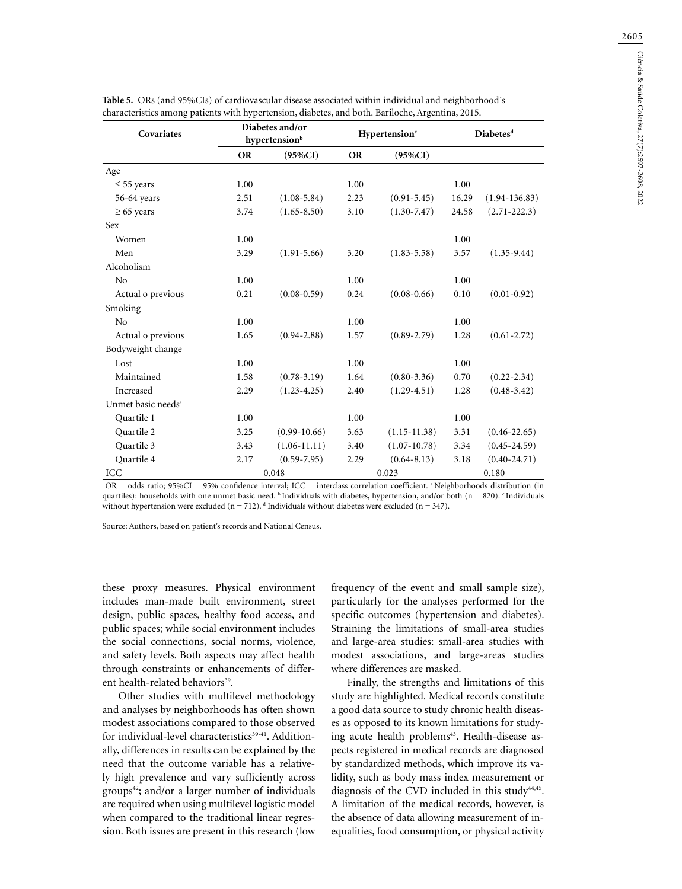**Table 5.** ORs (and 95%CIs) of cardiovascular disease associated within individual and neighborhood´s characteristics among patients with hypertension, diabetes, and both. Bariloche, Argentina, 2015.

| Covariates | Diabetes and/or hypertension[b] | | Hypertension[c] | | Diabetes[d] | |
|---|---|---|---|---|---|---|
| | OR | (95%CI) | OR | (95%CI) | | |
| Age | | | | | | |
| ≤ 55 years | 1.00 | | 1.00 | | 1.00 | |
| 56-64 years | 2.51 | (1.08-5.84) | 2.23 | (0.91-5.45) | 16.29 | (1.94-136.83) |
| ≥ 65 years | 3.74 | (1.65-8.50) | 3.10 | (1.30-7.47) | 24.58 | (2.71-222.3) |
| Sex | | | | | | |
| Women | 1.00 | | | | 1.00 | |
| Men | 3.29 | (1.91-5.66) | 3.20 | (1.83-5.58) | 3.57 | (1.35-9.44) |
| Alcoholism | | | | | | |
| No | 1.00 | | 1.00 | | 1.00 | |
| Actual o previous | 0.21 | (0.08-0.59) | 0.24 | (0.08-0.66) | 0.10 | (0.01-0.92) |
| Smoking | | | | | | |
| No | 1.00 | | 1.00 | | 1.00 | |
| Actual o previous | 1.65 | (0.94-2.88) | 1.57 | (0.89-2.79) | 1.28 | (0.61-2.72) |
| Bodyweight change | | | | | | |
| Lost | 1.00 | | 1.00 | | 1.00 | |
| Maintained | 1.58 | (0.78-3.19) | 1.64 | (0.80-3.36) | 0.70 | (0.22-2.34) |
| Increased | 2.29 | (1.23-4.25) | 2.40 | (1.29-4.51) | 1.28 | (0.48-3.42) |
| Unmet basic needs[a] | | | | | | |
| Quartile 1 | 1.00 | | 1.00 | | 1.00 | |
| Quartile 2 | 3.25 | (0.99-10.66) | 3.63 | (1.15-11.38) | 3.31 | (0.46-22.65) |
| Quartile 3 | 3.43 | (1.06-11.11) | 3.40 | (1.07-10.78) | 3.34 | (0.45-24.59) |
| Quartile 4 | 2.17 | (0.59-7.95) | 2.29 | (0.64-8.13) | 3.18 | (0.40-24.71) |
| ICC | 0.048 | | 0.023 | | 0.180 | |

OR = odds ratio; 95%CI = 95% confidence interval; ICC = interclass correlation coefficient. [a] Neighborhoods distribution (in quartiles): households with one unmet basic need. [b] Individuals with diabetes, hypertension, and/or both (n = 820). [c] Individuals without hypertension were excluded (n = 712). [d] Individuals without diabetes were excluded (n = 347).

Source: Authors, based on patient's records and National Census.

these proxy measures. Physical environment includes man-made built environment, street design, public spaces, healthy food access, and public spaces; while social environment includes the social connections, social norms, violence, and safety levels. Both aspects may affect health through constraints or enhancements of different health-related behaviors[39].

Other studies with multilevel methodology and analyses by neighborhoods has often shown modest associations compared to those observed for individual-level characteristics[39-41]. Additionally, differences in results can be explained by the need that the outcome variable has a relatively high prevalence and vary sufficiently across groups[42]; and/or a larger number of individuals are required when using multilevel logistic model when compared to the traditional linear regression. Both issues are present in this research (low frequency of the event and small sample size), particularly for the analyses performed for the specific outcomes (hypertension and diabetes). Straining the limitations of small-area studies and large-area studies: small-area studies with modest associations, and large-areas studies where differences are masked.

Finally, the strengths and limitations of this study are highlighted. Medical records constitute a good data source to study chronic health diseases as opposed to its known limitations for studying acute health problems[43]. Health-disease aspects registered in medical records are diagnosed by standardized methods, which improve its validity, such as body mass index measurement or diagnosis of the CVD included in this study[44,45]. A limitation of the medical records, however, is the absence of data allowing measurement of inequalities, food consumption, or physical activity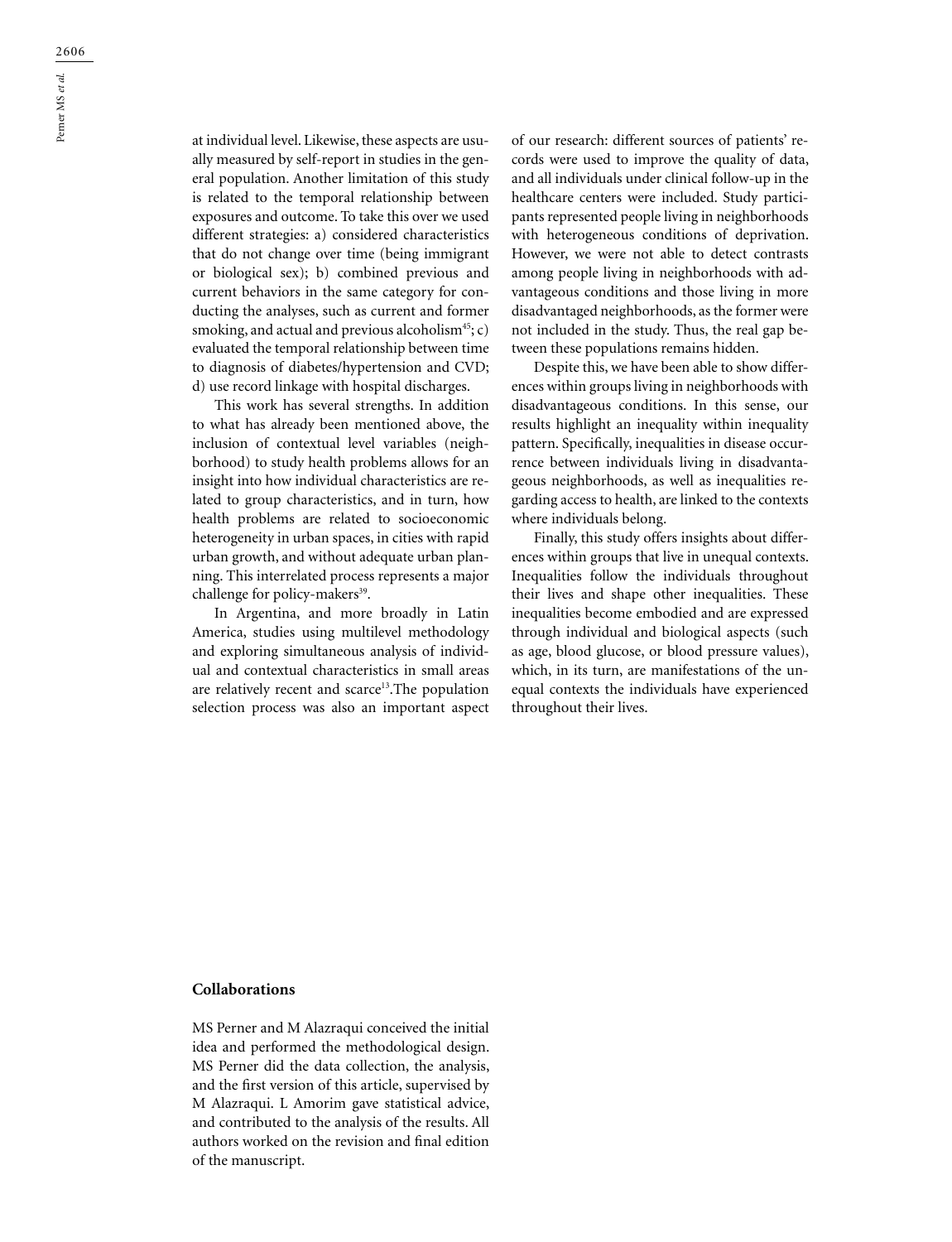at individual level. Likewise, these aspects are usually measured by self-report in studies in the general population. Another limitation of this study is related to the temporal relationship between exposures and outcome. To take this over we used different strategies: a) considered characteristics that do not change over time (being immigrant or biological sex); b) combined previous and current behaviors in the same category for conducting the analyses, such as current and former smoking, and actual and previous alcoholism[45]; c) evaluated the temporal relationship between time to diagnosis of diabetes/hypertension and CVD; d) use record linkage with hospital discharges.

This work has several strengths. In addition to what has already been mentioned above, the inclusion of contextual level variables (neighborhood) to study health problems allows for an insight into how individual characteristics are related to group characteristics, and in turn, how health problems are related to socioeconomic heterogeneity in urban spaces, in cities with rapid urban growth, and without adequate urban planning. This interrelated process represents a major challenge for policy-makers[39].

In Argentina, and more broadly in Latin America, studies using multilevel methodology and exploring simultaneous analysis of individual and contextual characteristics in small areas are relatively recent and scarce[13].The population selection process was also an important aspect of our research: different sources of patients' records were used to improve the quality of data, and all individuals under clinical follow-up in the healthcare centers were included. Study participants represented people living in neighborhoods with heterogeneous conditions of deprivation. However, we were not able to detect contrasts among people living in neighborhoods with advantageous conditions and those living in more disadvantaged neighborhoods, as the former were not included in the study. Thus, the real gap between these populations remains hidden.

Despite this, we have been able to show differences within groups living in neighborhoods with disadvantageous conditions. In this sense, our results highlight an inequality within inequality pattern. Specifically, inequalities in disease occurrence between individuals living in disadvantageous neighborhoods, as well as inequalities regarding access to health, are linked to the contexts where individuals belong.

Finally, this study offers insights about differences within groups that live in unequal contexts. Inequalities follow the individuals throughout their lives and shape other inequalities. These inequalities become embodied and are expressed through individual and biological aspects (such as age, blood glucose, or blood pressure values), which, in its turn, are manifestations of the unequal contexts the individuals have experienced throughout their lives.

## Collaborations

MS Perner and M Alazraqui conceived the initial idea and performed the methodological design. MS Perner did the data collection, the analysis, and the first version of this article, supervised by M Alazraqui. L Amorim gave statistical advice, and contributed to the analysis of the results. All authors worked on the revision and final edition of the manuscript.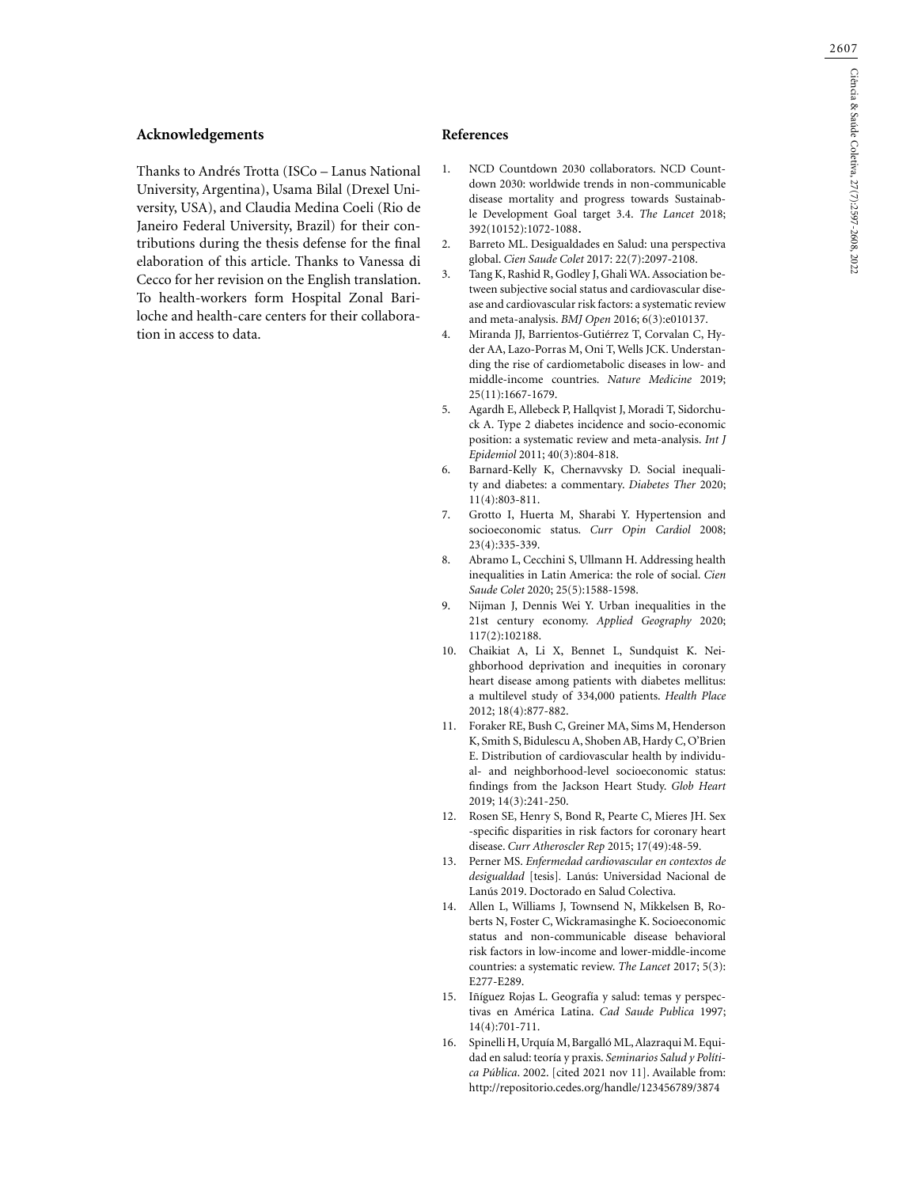## Acknowledgements

Thanks to Andrés Trotta (ISCo – Lanus National University, Argentina), Usama Bilal (Drexel University, USA), and Claudia Medina Coeli (Rio de Janeiro Federal University, Brazil) for their contributions during the thesis defense for the final elaboration of this article. Thanks to Vanessa di Cecco for her revision on the English translation. To health-workers form Hospital Zonal Bariloche and health-care centers for their collaboration in access to data.

## References

1. NCD Countdown 2030 collaborators. NCD Countdown 2030: worldwide trends in non-communicable disease mortality and progress towards Sustainable Development Goal target 3.4. *The Lancet* 2018; 392(10152):1072-1088.
2. Barreto ML. Desigualdades en Salud: una perspectiva global. *Cien Saude Colet* 2017: 22(7):2097-2108.
3. Tang K, Rashid R, Godley J, Ghali WA. Association between subjective social status and cardiovascular disease and cardiovascular risk factors: a systematic review and meta-analysis. *BMJ Open* 2016; 6(3):e010137.
4. Miranda JJ, Barrientos-Gutiérrez T, Corvalan C, Hyder AA, Lazo-Porras M, Oni T, Wells JCK. Understanding the rise of cardiometabolic diseases in low- and middle-income countries. *Nature Medicine* 2019; 25(11):1667-1679.
5. Agardh E, Allebeck P, Hallqvist J, Moradi T, Sidorchuck A. Type 2 diabetes incidence and socio-economic position: a systematic review and meta-analysis. *Int J Epidemiol* 2011; 40(3):804-818.
6. Barnard-Kelly K, Chernavvsky D. Social inequality and diabetes: a commentary. *Diabetes Ther* 2020; 11(4):803-811.
7. Grotto I, Huerta M, Sharabi Y. Hypertension and socioeconomic status. *Curr Opin Cardiol* 2008; 23(4):335-339.
8. Abramo L, Cecchini S, Ullmann H. Addressing health inequalities in Latin America: the role of social. *Cien Saude Colet* 2020; 25(5):1588-1598.
9. Nijman J, Dennis Wei Y. Urban inequalities in the 21st century economy. *Applied Geography* 2020; 117(2):102188.
10. Chaikiat A, Li X, Bennet L, Sundquist K. Neighborhood deprivation and inequities in coronary heart disease among patients with diabetes mellitus: a multilevel study of 334,000 patients. *Health Place* 2012; 18(4):877-882.
11. Foraker RE, Bush C, Greiner MA, Sims M, Henderson K, Smith S, Bidulescu A, Shoben AB, Hardy C, O'Brien E. Distribution of cardiovascular health by individual- and neighborhood-level socioeconomic status: findings from the Jackson Heart Study. *Glob Heart* 2019; 14(3):241-250.
12. Rosen SE, Henry S, Bond R, Pearte C, Mieres JH. Sex -specific disparities in risk factors for coronary heart disease. *Curr Atheroscler Rep* 2015; 17(49):48-59.
13. Perner MS. *Enfermedad cardiovascular en contextos de desigualdad* [tesis]. Lanús: Universidad Nacional de Lanús 2019. Doctorado en Salud Colectiva.
14. Allen L, Williams J, Townsend N, Mikkelsen B, Roberts N, Foster C, Wickramasinghe K. Socioeconomic status and non-communicable disease behavioral risk factors in low-income and lower-middle-income countries: a systematic review. *The Lancet* 2017; 5(3): E277-E289.
15. Iñíguez Rojas L. Geografía y salud: temas y perspectivas en América Latina. *Cad Saude Publica* 1997; 14(4):701-711.
16. Spinelli H, Urquía M, Bargalló ML, Alazraqui M. Equidad en salud: teoría y praxis. *Seminarios Salud y Política Pública*. 2002. [cited 2021 nov 11]. Available from: http://repositorio.cedes.org/handle/123456789/3874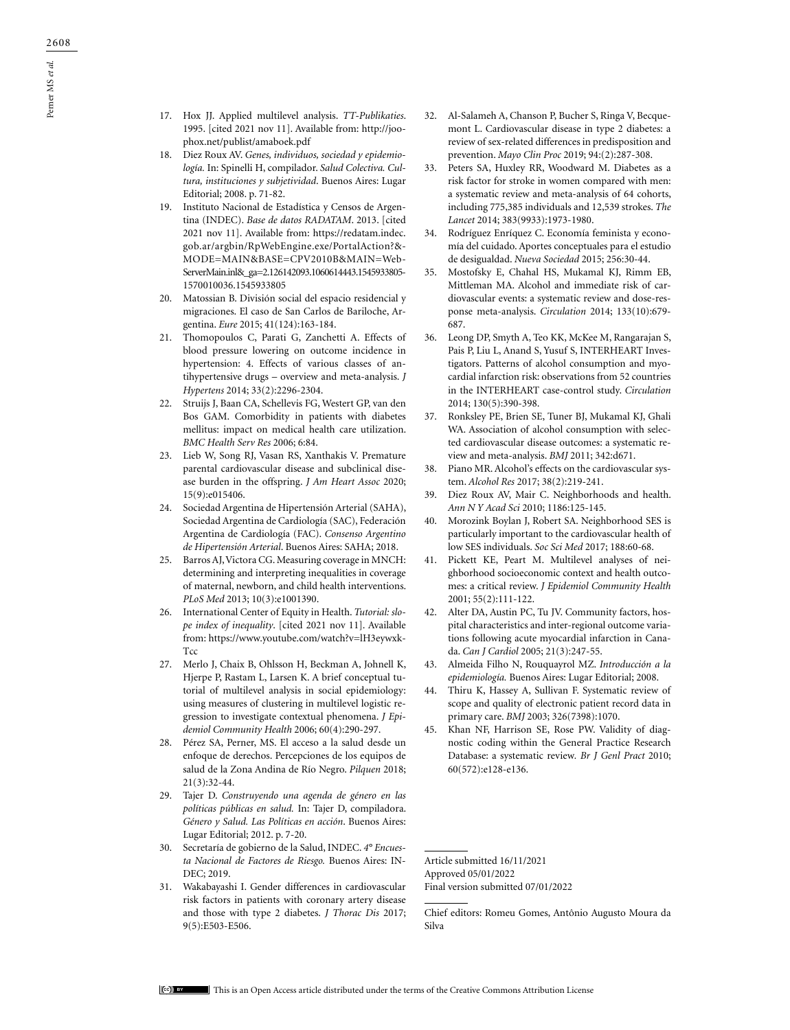17. Hox JJ. Applied multilevel analysis. *TT-Publikaties*. 1995. [cited 2021 nov 11]. Available from: http://joophox.net/publist/amaboek.pdf
18. Diez Roux AV. *Genes, individuos, sociedad y epidemiología.* In: Spinelli H, compilador. *Salud Colectiva. Cultura, instituciones y subjetividad*. Buenos Aires: Lugar Editorial; 2008. p. 71-82.
19. Instituto Nacional de Estadística y Censos de Argentina (INDEC). *Base de datos RADATAM*. 2013. [cited 2021 nov 11]. Available from: https://redatam.indec.gob.ar/argbin/RpWebEngine.exe/PortalAction?&MODE=MAIN&BASE=CPV2010B&MAIN=WebServerMain.inl&_ga=2.126142093.1060614443.1545933805-1570010036.1545933805
20. Matossian B. División social del espacio residencial y migraciones. El caso de San Carlos de Bariloche, Argentina. *Eure* 2015; 41(124):163-184.
21. Thomopoulos C, Parati G, Zanchetti A. Effects of blood pressure lowering on outcome incidence in hypertension: 4. Effects of various classes of antihypertensive drugs – overview and meta-analysis. *J Hypertens* 2014; 33(2):2296-2304.
22. Struijs J, Baan CA, Schellevis FG, Westert GP, van den Bos GAM. Comorbidity in patients with diabetes mellitus: impact on medical health care utilization. *BMC Health Serv Res* 2006; 6:84.
23. Lieb W, Song RJ, Vasan RS, Xanthakis V. Premature parental cardiovascular disease and subclinical disease burden in the offspring. *J Am Heart Assoc* 2020; 15(9):e015406.
24. Sociedad Argentina de Hipertensión Arterial (SAHA), Sociedad Argentina de Cardiología (SAC), Federación Argentina de Cardiología (FAC). *Consenso Argentino de Hipertensión Arterial*. Buenos Aires: SAHA; 2018.
25. Barros AJ, Victora CG. Measuring coverage in MNCH: determining and interpreting inequalities in coverage of maternal, newborn, and child health interventions. *PLoS Med* 2013; 10(3):e1001390.
26. International Center of Equity in Health. *Tutorial: slope index of inequality*. [cited 2021 nov 11]. Available from: https://www.youtube.com/watch?v=lH3eywxkTcc
27. Merlo J, Chaix B, Ohlsson H, Beckman A, Johnell K, Hjerpe P, Rastam L, Larsen K. A brief conceptual tutorial of multilevel analysis in social epidemiology: using measures of clustering in multilevel logistic regression to investigate contextual phenomena. *J Epidemiol Community Health* 2006; 60(4):290-297.
28. Pérez SA, Perner, MS. El acceso a la salud desde un enfoque de derechos. Percepciones de los equipos de salud de la Zona Andina de Río Negro. *Pilquen* 2018; 21(3):32-44.
29. Tajer D. *Construyendo una agenda de género en las políticas públicas en salud.* In: Tajer D, compiladora. *Género y Salud. Las Políticas en acción*. Buenos Aires: Lugar Editorial; 2012. p. 7-20.
30. Secretaría de gobierno de la Salud, INDEC. *4° Encuesta Nacional de Factores de Riesgo.* Buenos Aires: INDEC; 2019.
31. Wakabayashi I. Gender differences in cardiovascular risk factors in patients with coronary artery disease and those with type 2 diabetes. *J Thorac Dis* 2017; 9(5):E503-E506.
32. Al-Salameh A, Chanson P, Bucher S, Ringa V, Becquemont L. Cardiovascular disease in type 2 diabetes: a review of sex-related differences in predisposition and prevention. *Mayo Clin Proc* 2019; 94:(2):287-308.
33. Peters SA, Huxley RR, Woodward M. Diabetes as a risk factor for stroke in women compared with men: a systematic review and meta-analysis of 64 cohorts, including 775,385 individuals and 12,539 strokes. *The Lancet* 2014; 383(9933):1973-1980.
34. Rodríguez Enríquez C. Economía feminista y economía del cuidado. Aportes conceptuales para el estudio de desigualdad. *Nueva Sociedad* 2015; 256:30-44.
35. Mostofsky E, Chahal HS, Mukamal KJ, Rimm EB, Mittleman MA. Alcohol and immediate risk of cardiovascular events: a systematic review and dose-response meta-analysis. *Circulation* 2014; 133(10):679-687.
36. Leong DP, Smyth A, Teo KK, McKee M, Rangarajan S, Pais P, Liu L, Anand S, Yusuf S, INTERHEART Investigators. Patterns of alcohol consumption and myocardial infarction risk: observations from 52 countries in the INTERHEART case-control study. *Circulation* 2014; 130(5):390-398.
37. Ronksley PE, Brien SE, Tuner BJ, Mukamal KJ, Ghali WA. Association of alcohol consumption with selected cardiovascular disease outcomes: a systematic review and meta-analysis. *BMJ* 2011; 342:d671.
38. Piano MR. Alcohol's effects on the cardiovascular system. *Alcohol Res* 2017; 38(2):219-241.
39. Diez Roux AV, Mair C. Neighborhoods and health. *Ann N Y Acad Sci* 2010; 1186:125-145.
40. Morozink Boylan J, Robert SA. Neighborhood SES is particularly important to the cardiovascular health of low SES individuals. *Soc Sci Med* 2017; 188:60-68.
41. Pickett KE, Peart M. Multilevel analyses of neighborhood socioeconomic context and health outcomes: a critical review. *J Epidemiol Community Health* 2001; 55(2):111-122.
42. Alter DA, Austin PC, Tu JV. Community factors, hospital characteristics and inter-regional outcome variations following acute myocardial infarction in Canada. *Can J Cardiol* 2005; 21(3):247-55.
43. Almeida Filho N, Rouquayrol MZ. *Introducción a la epidemiología.* Buenos Aires: Lugar Editorial; 2008.
44. Thiru K, Hassey A, Sullivan F. Systematic review of scope and quality of electronic patient record data in primary care. *BMJ* 2003; 326(7398):1070.
45. Khan NF, Harrison SE, Rose PW. Validity of diagnostic coding within the General Practice Research Database: a systematic review. *Br J Genl Pract* 2010; 60(572):e128-e136.

Article submitted 16/11/2021
Approved 05/01/2022
Final version submitted 07/01/2022

Chief editors: Romeu Gomes, Antônio Augusto Moura da Silva

This is an Open Access article distributed under the terms of the Creative Commons Attribution License